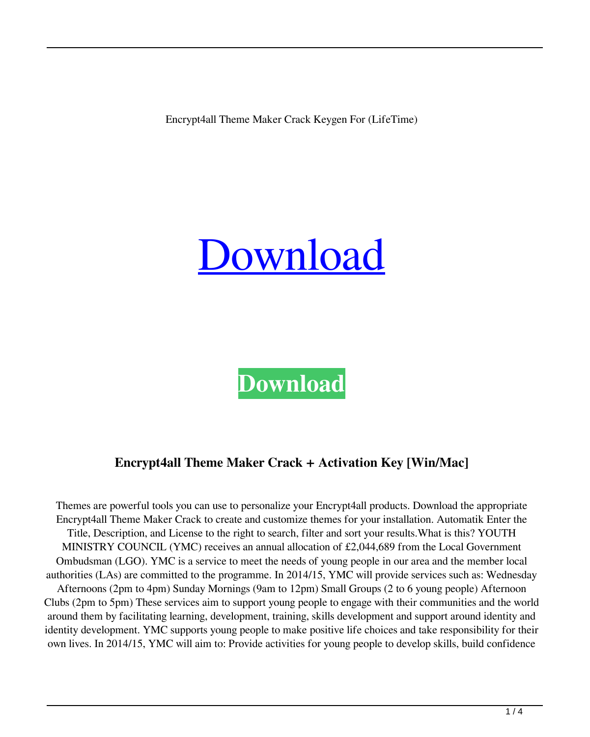Encrypt4all Theme Maker Crack Keygen For (LifeTime)

# [Download](#)

**Download**

### Encrypt4all Theme Maker Crack + Activation Key [Win/Mac]

Themes are powerful tools you can use to personalize your Encrypt4all products. Download the appropriate Encrypt4all Theme Maker Crack to create and customize themes for your installation. Automatik Enter the Title, Description, and License to the right to search, filter and sort your results.What is this? YOUTH MINISTRY COUNCIL (YMC) receives an annual allocation of £2,044,689 from the Local Government Ombudsman (LGO). YMC is a service to meet the needs of young people in our area and the member local authorities (LAs) are committed to the programme. In 2014/15, YMC will provide services such as: Wednesday Afternoons (2pm to 4pm) Sunday Mornings (9am to 12pm) Small Groups (2 to 6 young people) Afternoon Clubs (2pm to 5pm) These services aim to support young people to engage with their communities and the world around them by facilitating learning, development, training, skills development and support around identity and identity development. YMC supports young people to make positive life choices and take responsibility for their own lives. In 2014/15, YMC will aim to: Provide activities for young people to develop skills, build confidence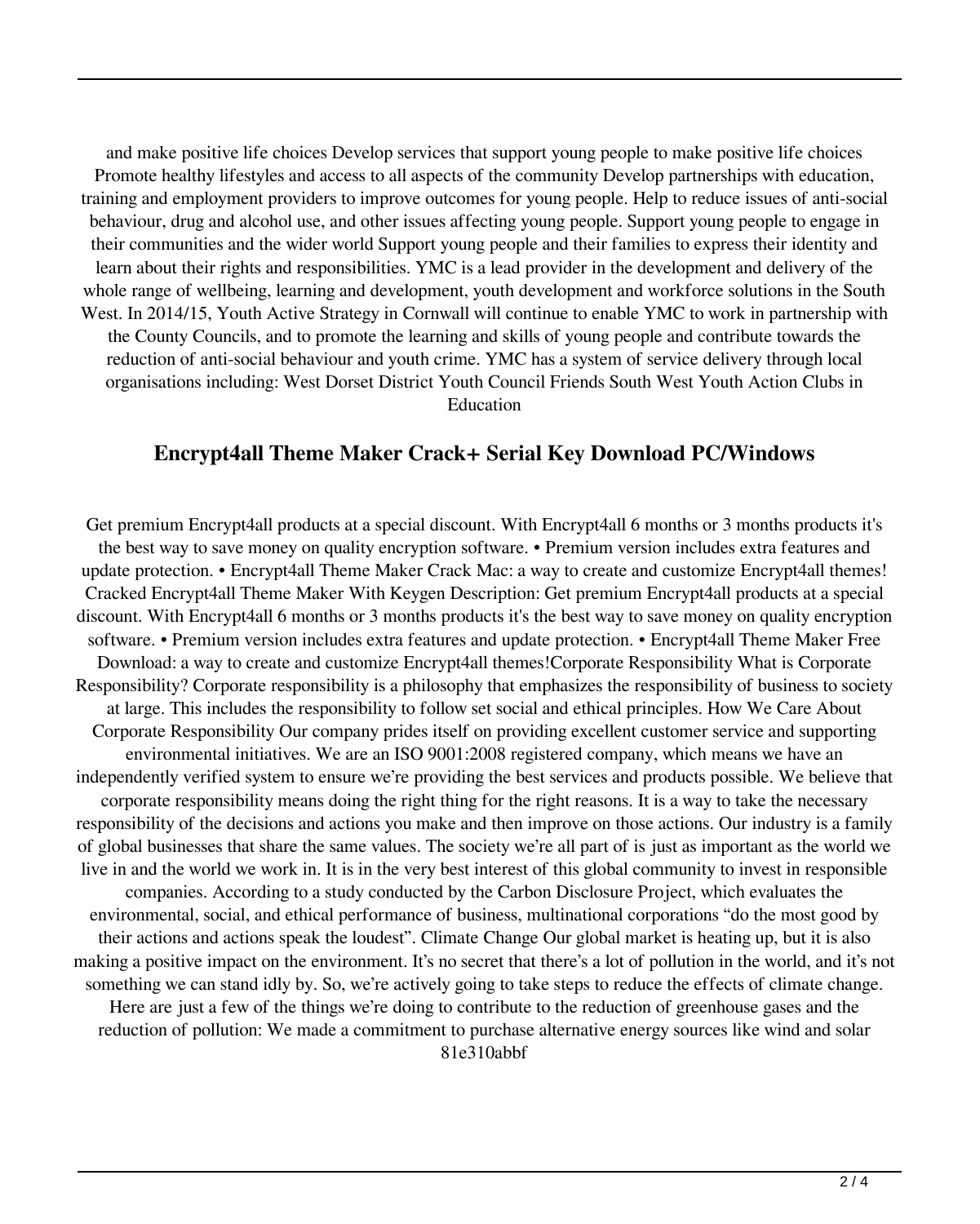and make positive life choices Develop services that support young people to make positive life choices Promote healthy lifestyles and access to all aspects of the community Develop partnerships with education, training and employment providers to improve outcomes for young people. Help to reduce issues of anti-social behaviour, drug and alcohol use, and other issues affecting young people. Support young people to engage in their communities and the wider world Support young people and their families to express their identity and learn about their rights and responsibilities. YMC is a lead provider in the development and delivery of the whole range of wellbeing, learning and development, youth development and workforce solutions in the South West. In 2014/15, Youth Active Strategy in Cornwall will continue to enable YMC to work in partnership with the County Councils, and to promote the learning and skills of young people and contribute towards the reduction of anti-social behaviour and youth crime. YMC has a system of service delivery through local organisations including: West Dorset District Youth Council Friends South West Youth Action Clubs in Education

## Encrypt4all Theme Maker Crack+ Serial Key Download PC/Windows

Get premium Encrypt4all products at a special discount. With Encrypt4all 6 months or 3 months products it's the best way to save money on quality encryption software. • Premium version includes extra features and update protection. • Encrypt4all Theme Maker Crack Mac: a way to create and customize Encrypt4all themes! Cracked Encrypt4all Theme Maker With Keygen Description: Get premium Encrypt4all products at a special discount. With Encrypt4all 6 months or 3 months products it's the best way to save money on quality encryption software. • Premium version includes extra features and update protection. • Encrypt4all Theme Maker Free Download: a way to create and customize Encrypt4all themes!Corporate Responsibility What is Corporate Responsibility? Corporate responsibility is a philosophy that emphasizes the responsibility of business to society at large. This includes the responsibility to follow set social and ethical principles. How We Care About Corporate Responsibility Our company prides itself on providing excellent customer service and supporting environmental initiatives. We are an ISO 9001:2008 registered company, which means we have an independently verified system to ensure we're providing the best services and products possible. We believe that corporate responsibility means doing the right thing for the right reasons. It is a way to take the necessary responsibility of the decisions and actions you make and then improve on those actions. Our industry is a family of global businesses that share the same values. The society we're all part of is just as important as the world we live in and the world we work in. It is in the very best interest of this global community to invest in responsible companies. According to a study conducted by the Carbon Disclosure Project, which evaluates the environmental, social, and ethical performance of business, multinational corporations "do the most good by their actions and actions speak the loudest". Climate Change Our global market is heating up, but it is also making a positive impact on the environment. It's no secret that there's a lot of pollution in the world, and it's not something we can stand idly by. So, we're actively going to take steps to reduce the effects of climate change. Here are just a few of the things we're doing to contribute to the reduction of greenhouse gases and the reduction of pollution: We made a commitment to purchase alternative energy sources like wind and solar 81e310abbf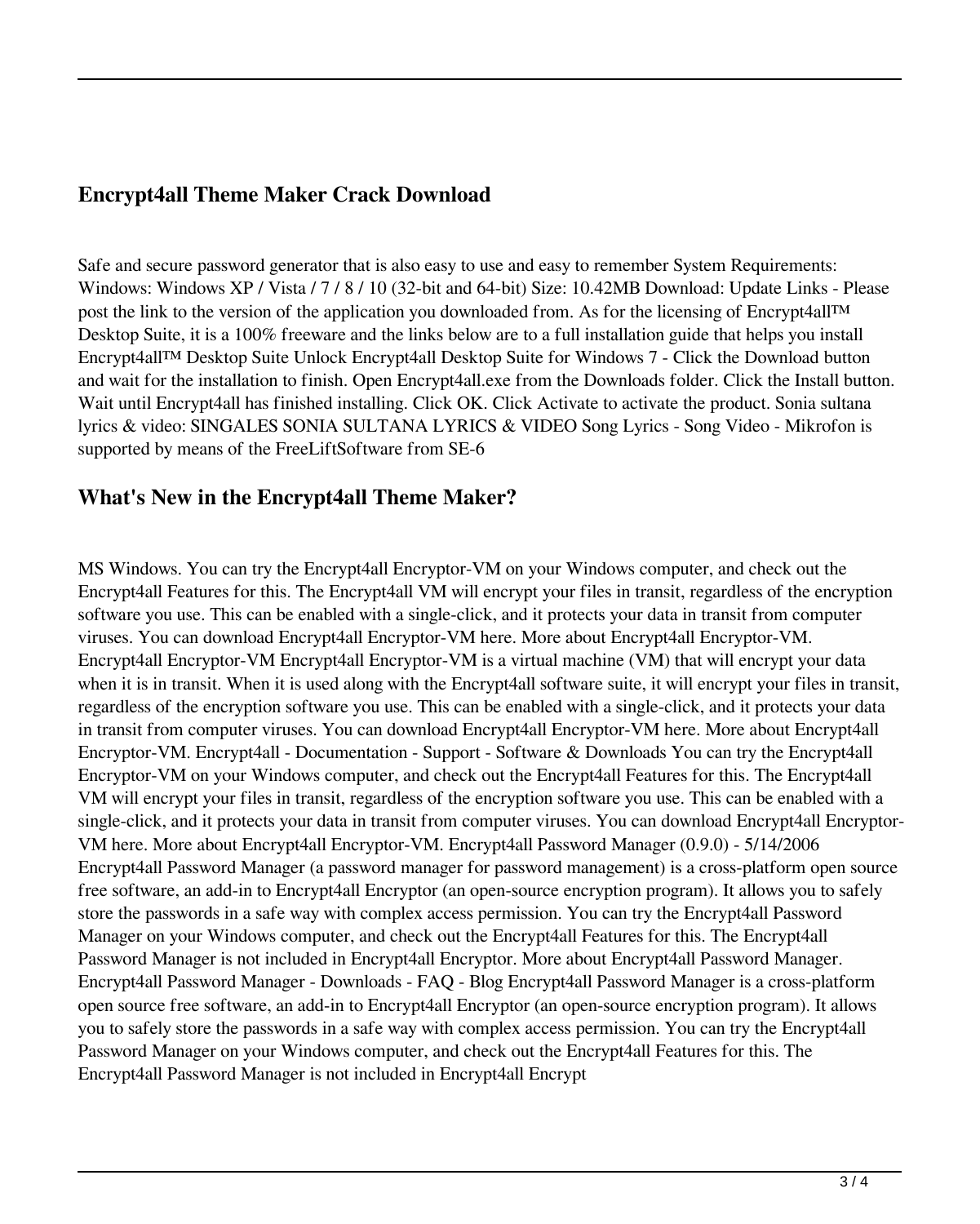## Encrypt4all Theme Maker Crack Download

Safe and secure password generator that is also easy to use and easy to remember System Requirements: Windows: Windows XP / Vista / 7 / 8 / 10 (32-bit and 64-bit) Size: 10.42MB Download: Update Links - Please post the link to the version of the application you downloaded from. As for the licensing of Encrypt4all™ Desktop Suite, it is a 100% freeware and the links below are to a full installation guide that helps you install Encrypt4all™ Desktop Suite Unlock Encrypt4all Desktop Suite for Windows 7 - Click the Download button and wait for the installation to finish. Open Encrypt4all.exe from the Downloads folder. Click the Install button. Wait until Encrypt4all has finished installing. Click OK. Click Activate to activate the product. Sonia sultana lyrics & video: SINGALES SONIA SULTANA LYRICS & VIDEO Song Lyrics - Song Video - Mikrofon is supported by means of the FreeLiftSoftware from SE-6

## What's New in the Encrypt4all Theme Maker?

MS Windows. You can try the Encrypt4all Encryptor-VM on your Windows computer, and check out the Encrypt4all Features for this. The Encrypt4all VM will encrypt your files in transit, regardless of the encryption software you use. This can be enabled with a single-click, and it protects your data in transit from computer viruses. You can download Encrypt4all Encryptor-VM here. More about Encrypt4all Encryptor-VM. Encrypt4all Encryptor-VM Encrypt4all Encryptor-VM is a virtual machine (VM) that will encrypt your data when it is in transit. When it is used along with the Encrypt4all software suite, it will encrypt your files in transit, regardless of the encryption software you use. This can be enabled with a single-click, and it protects your data in transit from computer viruses. You can download Encrypt4all Encryptor-VM here. More about Encrypt4all Encryptor-VM. Encrypt4all - Documentation - Support - Software & Downloads You can try the Encrypt4all Encryptor-VM on your Windows computer, and check out the Encrypt4all Features for this. The Encrypt4all VM will encrypt your files in transit, regardless of the encryption software you use. This can be enabled with a single-click, and it protects your data in transit from computer viruses. You can download Encrypt4all Encryptor-VM here. More about Encrypt4all Encryptor-VM. Encrypt4all Password Manager (0.9.0) - 5/14/2006 Encrypt4all Password Manager (a password manager for password management) is a cross-platform open source free software, an add-in to Encrypt4all Encryptor (an open-source encryption program). It allows you to safely store the passwords in a safe way with complex access permission. You can try the Encrypt4all Password Manager on your Windows computer, and check out the Encrypt4all Features for this. The Encrypt4all Password Manager is not included in Encrypt4all Encryptor. More about Encrypt4all Password Manager. Encrypt4all Password Manager - Downloads - FAQ - Blog Encrypt4all Password Manager is a cross-platform open source free software, an add-in to Encrypt4all Encryptor (an open-source encryption program). It allows you to safely store the passwords in a safe way with complex access permission. You can try the Encrypt4all Password Manager on your Windows computer, and check out the Encrypt4all Features for this. The Encrypt4all Password Manager is not included in Encrypt4all Encrypt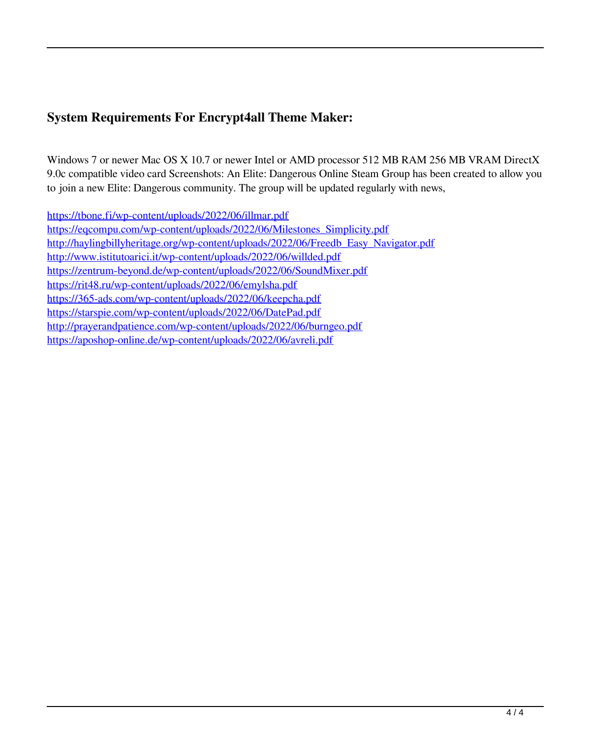## System Requirements For Encrypt4all Theme Maker:

Windows 7 or newer Mac OS X 10.7 or newer Intel or AMD processor 512 MB RAM 256 MB VRAM DirectX 9.0c compatible video card Screenshots: An Elite: Dangerous Online Steam Group has been created to allow you to join a new Elite: Dangerous community. The group will be updated regularly with news,

https://tbone.fi/wp-content/uploads/2022/06/illmar.pdf
https://eqcompu.com/wp-content/uploads/2022/06/Milestones_Simplicity.pdf
http://haylingbillyheritage.org/wp-content/uploads/2022/06/Freedb_Easy_Navigator.pdf
http://www.istitutoarici.it/wp-content/uploads/2022/06/willded.pdf
https://zentrum-beyond.de/wp-content/uploads/2022/06/SoundMixer.pdf
https://rit48.ru/wp-content/uploads/2022/06/emylsha.pdf
https://365-ads.com/wp-content/uploads/2022/06/keepcha.pdf
https://starspie.com/wp-content/uploads/2022/06/DatePad.pdf
http://prayerandpatience.com/wp-content/uploads/2022/06/burngeo.pdf
https://aposhop-online.de/wp-content/uploads/2022/06/avreli.pdf